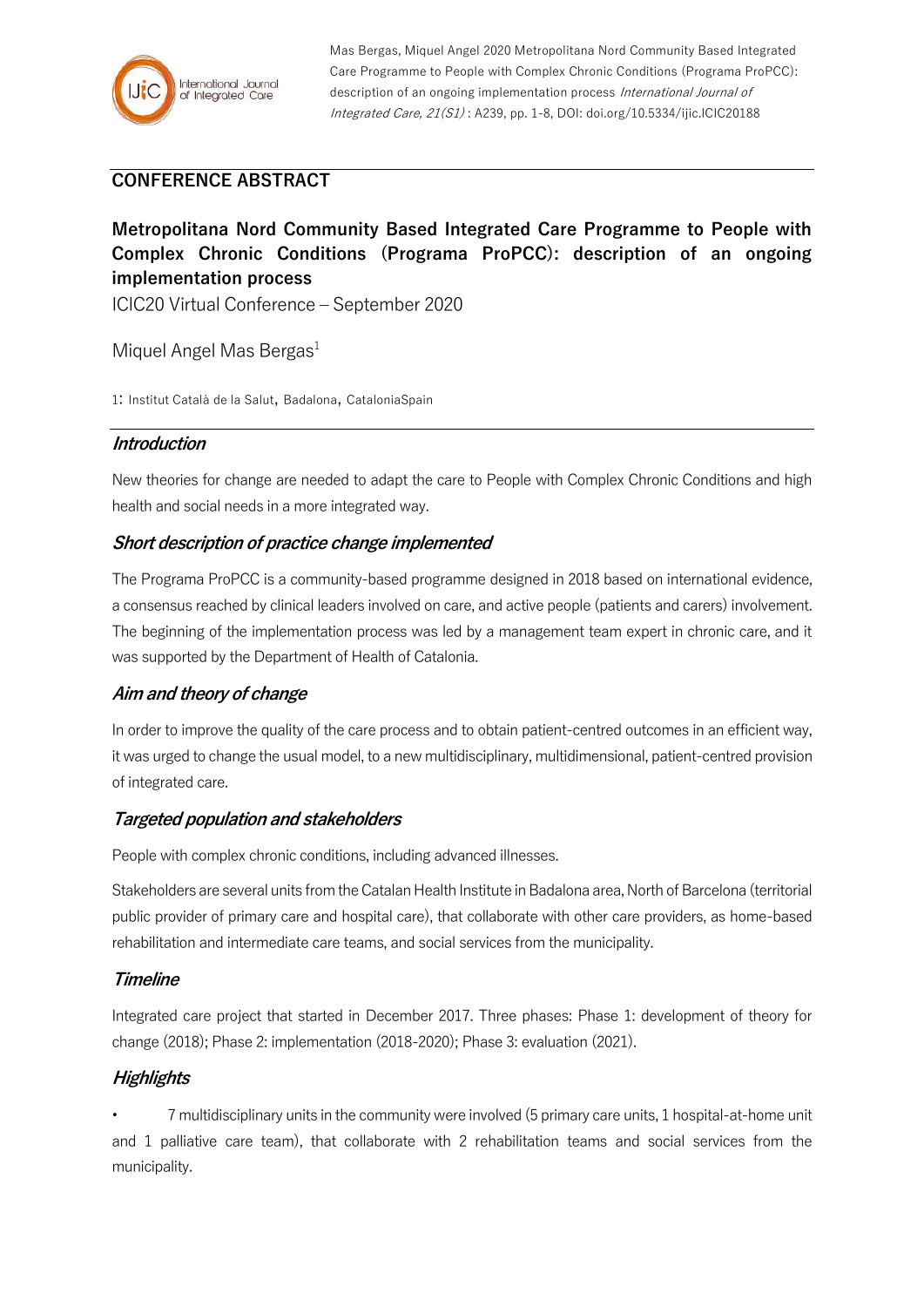Mas Bergas, Miquel Angel 2020 Metropolitana Nord Community Based Integrated Care Programme to People with Complex Chronic Conditions (Programa ProPCC): description of an ongoing implementation process *International Journal of Integrated Care, 21(S1)* : A239, pp. 1-8, DOI: doi.org/10.5334/ijic.ICIC20188

## CONFERENCE ABSTRACT

# Metropolitana Nord Community Based Integrated Care Programme to People with Complex Chronic Conditions (Programa ProPCC): description of an ongoing implementation process

ICIC20 Virtual Conference – September 2020

Miquel Angel Mas Bergas[1]

1: Institut Català de la Salut, Badalona, CataloniaSpain

### *Introduction*

New theories for change are needed to adapt the care to People with Complex Chronic Conditions and high health and social needs in a more integrated way.

### *Short description of practice change implemented*

The Programa ProPCC is a community-based programme designed in 2018 based on international evidence, a consensus reached by clinical leaders involved on care, and active people (patients and carers) involvement. The beginning of the implementation process was led by a management team expert in chronic care, and it was supported by the Department of Health of Catalonia.

### *Aim and theory of change*

In order to improve the quality of the care process and to obtain patient-centred outcomes in an efficient way, it was urged to change the usual model, to a new multidisciplinary, multidimensional, patient-centred provision of integrated care.

### *Targeted population and stakeholders*

People with complex chronic conditions, including advanced illnesses.

Stakeholders are several units from the Catalan Health Institute in Badalona area, North of Barcelona (territorial public provider of primary care and hospital care), that collaborate with other care providers, as home-based rehabilitation and intermediate care teams, and social services from the municipality.

### *Timeline*

Integrated care project that started in December 2017. Three phases: Phase 1: development of theory for change (2018); Phase 2: implementation (2018-2020); Phase 3: evaluation (2021).

### *Highlights*

- 7 multidisciplinary units in the community were involved (5 primary care units, 1 hospital-at-home unit and 1 palliative care team), that collaborate with 2 rehabilitation teams and social services from the municipality.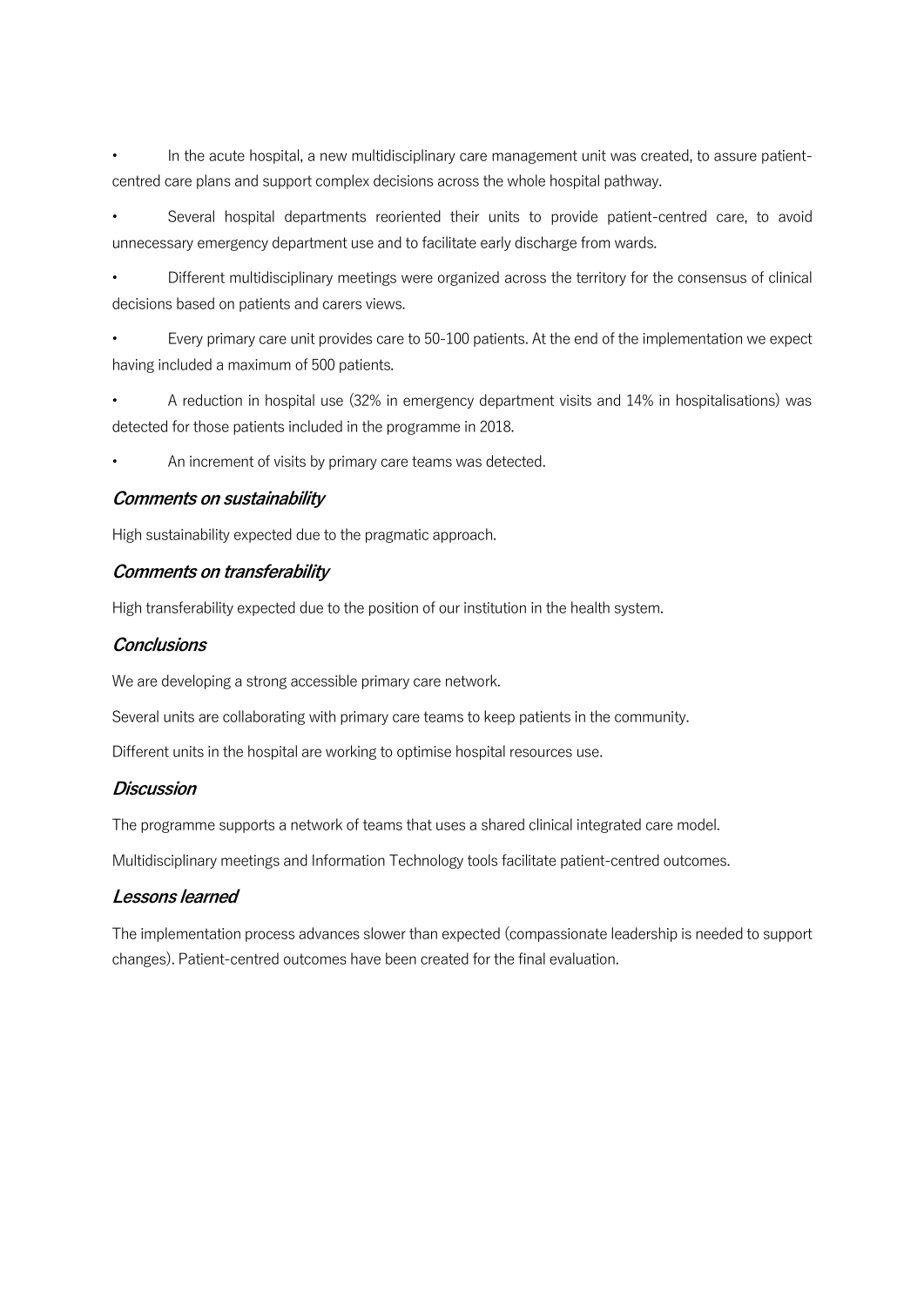- In the acute hospital, a new multidisciplinary care management unit was created, to assure patient-centred care plans and support complex decisions across the whole hospital pathway.
- Several hospital departments reoriented their units to provide patient-centred care, to avoid unnecessary emergency department use and to facilitate early discharge from wards.
- Different multidisciplinary meetings were organized across the territory for the consensus of clinical decisions based on patients and carers views.
- Every primary care unit provides care to 50-100 patients. At the end of the implementation we expect having included a maximum of 500 patients.
- A reduction in hospital use (32% in emergency department visits and 14% in hospitalisations) was detected for those patients included in the programme in 2018.
- An increment of visits by primary care teams was detected.

### *Comments on sustainability*

High sustainability expected due to the pragmatic approach.

### *Comments on transferability*

High transferability expected due to the position of our institution in the health system.

### *Conclusions*

We are developing a strong accessible primary care network.

Several units are collaborating with primary care teams to keep patients in the community.

Different units in the hospital are working to optimise hospital resources use.

### *Discussion*

The programme supports a network of teams that uses a shared clinical integrated care model.

Multidisciplinary meetings and Information Technology tools facilitate patient-centred outcomes.

### *Lessons learned*

The implementation process advances slower than expected (compassionate leadership is needed to support changes). Patient-centred outcomes have been created for the final evaluation.